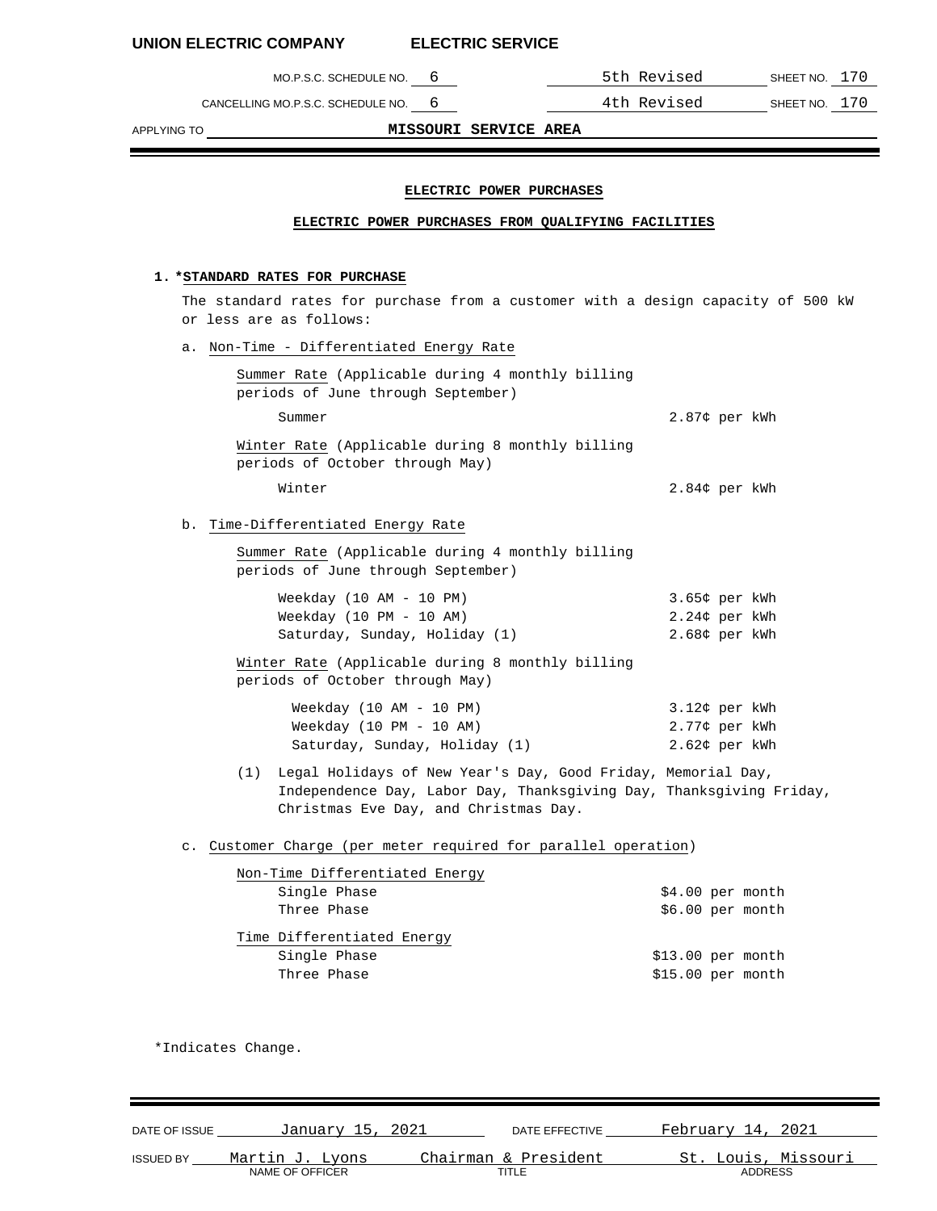UNION ELECTRIC COMPANY ELECTRIC SERVICE

MO.P.S.C. SCHEDULE NO. 6 — 5th Revised — SHEET NO. 170

CANCELLING MO.P.S.C. SCHEDULE NO. 6 — 4th Revised — SHEET NO. 170

APPLYING TO MISSOURI SERVICE AREA

## ELECTRIC POWER PURCHASES

### ELECTRIC POWER PURCHASES FROM QUALIFYING FACILITIES

**1. *STANDARD RATES FOR PURCHASE**

The standard rates for purchase from a customer with a design capacity of 500 kW or less are as follows:

a. Non-Time - Differentiated Energy Rate

Summer Rate (Applicable during 4 monthly billing periods of June through September)

| | |
|---|---|
| Summer | 2.87¢ per kWh |

Winter Rate (Applicable during 8 monthly billing periods of October through May)

| | |
|---|---|
| Winter | 2.84¢ per kWh |

b. Time-Differentiated Energy Rate

Summer Rate (Applicable during 4 monthly billing periods of June through September)

| | |
|---|---|
| Weekday (10 AM - 10 PM) | 3.65¢ per kWh |
| Weekday (10 PM - 10 AM) | 2.24¢ per kWh |
| Saturday, Sunday, Holiday (1) | 2.68¢ per kWh |

Winter Rate (Applicable during 8 monthly billing periods of October through May)

| | |
|---|---|
| Weekday (10 AM - 10 PM) | 3.12¢ per kWh |
| Weekday (10 PM - 10 AM) | 2.77¢ per kWh |
| Saturday, Sunday, Holiday (1) | 2.62¢ per kWh |

(1) Legal Holidays of New Year's Day, Good Friday, Memorial Day, Independence Day, Labor Day, Thanksgiving Day, Thanksgiving Friday, Christmas Eve Day, and Christmas Day.

c. Customer Charge (per meter required for parallel operation)

Non-Time Differentiated Energy

| | |
|---|---|
| Single Phase | $4.00 per month |
| Three Phase | $6.00 per month |

Time Differentiated Energy

| | |
|---|---|
| Single Phase | $13.00 per month |
| Three Phase | $15.00 per month |

*Indicates Change.

DATE OF ISSUE January 15, 2021 DATE EFFECTIVE February 14, 2021

ISSUED BY Martin J. Lyons (NAME OF OFFICER) Chairman & President (TITLE) St. Louis, Missouri (ADDRESS)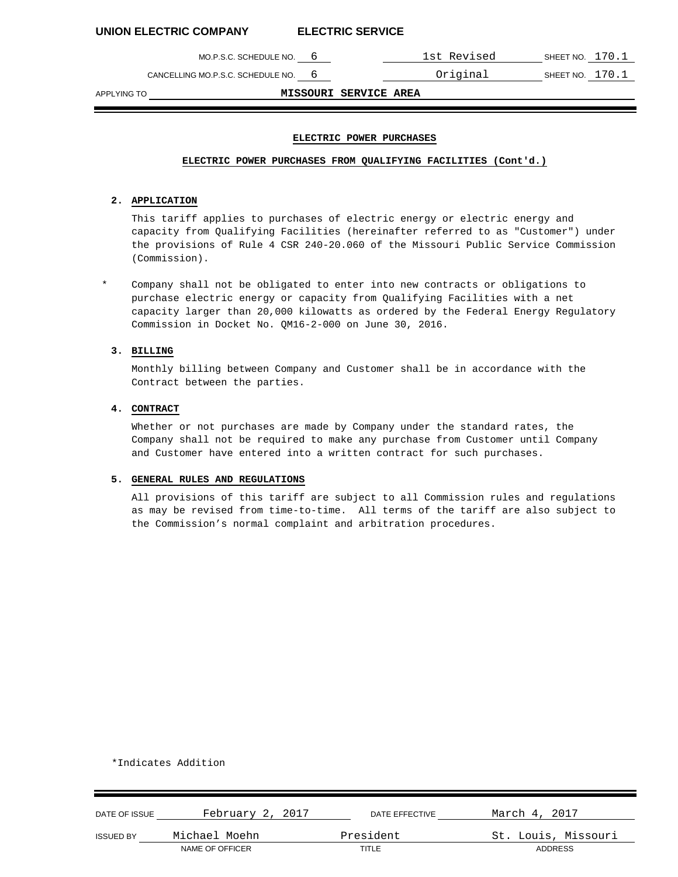**UNION ELECTRIC COMPANY** **ELECTRIC SERVICE**

| | | | |
|---|---|---|---|
| MO.P.S.C. SCHEDULE NO. 6 | 1st Revised | SHEET NO. 170.1 |
| CANCELLING MO.P.S.C. SCHEDULE NO. 6 | Original | SHEET NO. 170.1 |

APPLYING TO **MISSOURI SERVICE AREA**

**ELECTRIC POWER PURCHASES**

**ELECTRIC POWER PURCHASES FROM QUALIFYING FACILITIES (Cont'd.)**

**2. APPLICATION**

This tariff applies to purchases of electric energy or electric energy and capacity from Qualifying Facilities (hereinafter referred to as "Customer") under the provisions of Rule 4 CSR 240-20.060 of the Missouri Public Service Commission (Commission).

\* Company shall not be obligated to enter into new contracts or obligations to purchase electric energy or capacity from Qualifying Facilities with a net capacity larger than 20,000 kilowatts as ordered by the Federal Energy Regulatory Commission in Docket No. QM16-2-000 on June 30, 2016.

**3. BILLING**

Monthly billing between Company and Customer shall be in accordance with the Contract between the parties.

**4. CONTRACT**

Whether or not purchases are made by Company under the standard rates, the Company shall not be required to make any purchase from Customer until Company and Customer have entered into a written contract for such purchases.

**5. GENERAL RULES AND REGULATIONS**

All provisions of this tariff are subject to all Commission rules and regulations as may be revised from time-to-time. All terms of the tariff are also subject to the Commission's normal complaint and arbitration procedures.

\*Indicates Addition

| | | | |
|---|---|---|---|
| DATE OF ISSUE | February 2, 2017 | DATE EFFECTIVE | March 4, 2017 |
| ISSUED BY | Michael Moehn | President | St. Louis, Missouri |
| | NAME OF OFFICER | TITLE | ADDRESS |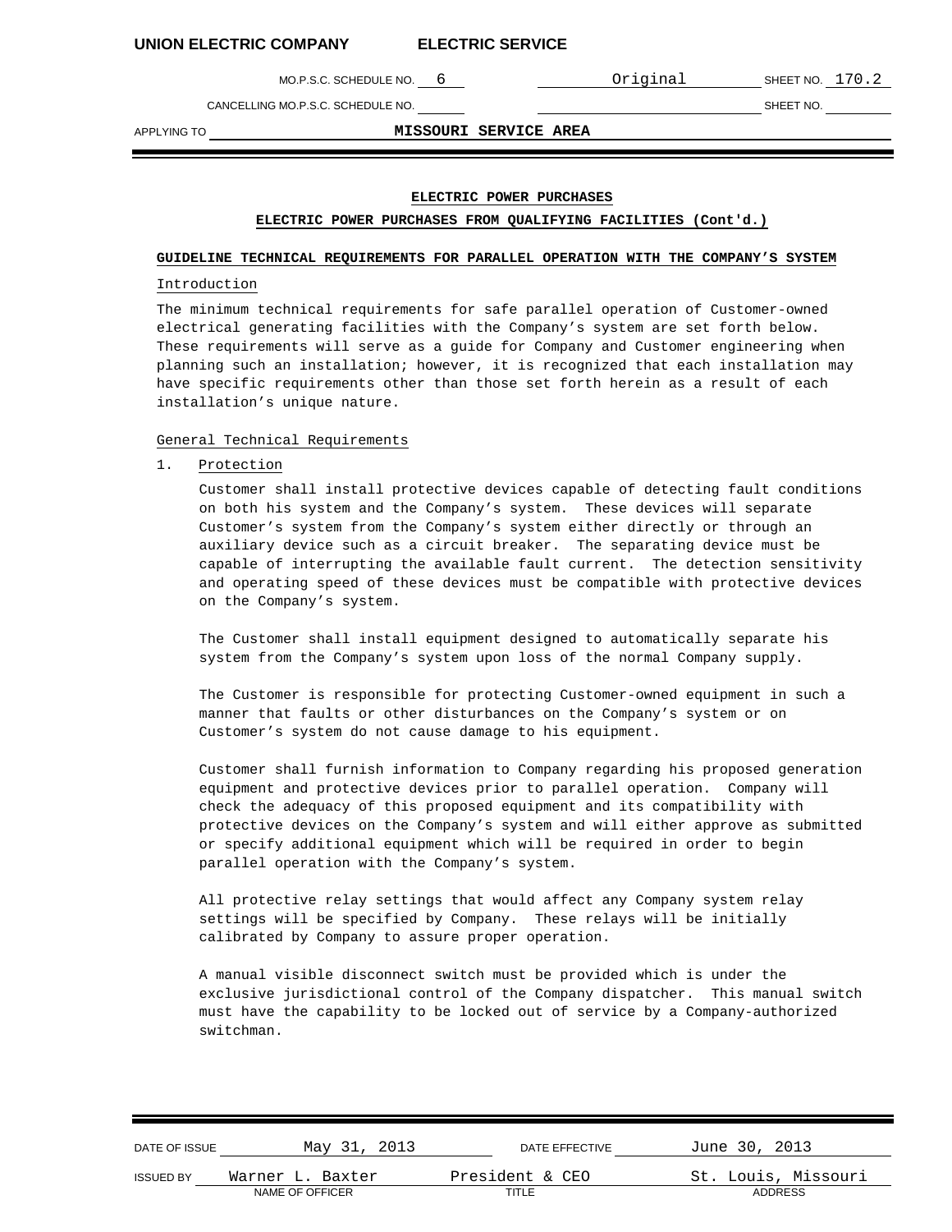## ELECTRIC POWER PURCHASES

### ELECTRIC POWER PURCHASES FROM QUALIFYING FACILITIES (Cont'd.)

**GUIDELINE TECHNICAL REQUIREMENTS FOR PARALLEL OPERATION WITH THE COMPANY'S SYSTEM**

Introduction

The minimum technical requirements for safe parallel operation of Customer-owned electrical generating facilities with the Company's system are set forth below. These requirements will serve as a guide for Company and Customer engineering when planning such an installation; however, it is recognized that each installation may have specific requirements other than those set forth herein as a result of each installation's unique nature.

General Technical Requirements

1. Protection

   Customer shall install protective devices capable of detecting fault conditions on both his system and the Company's system. These devices will separate Customer's system from the Company's system either directly or through an auxiliary device such as a circuit breaker. The separating device must be capable of interrupting the available fault current. The detection sensitivity and operating speed of these devices must be compatible with protective devices on the Company's system.

   The Customer shall install equipment designed to automatically separate his system from the Company's system upon loss of the normal Company supply.

   The Customer is responsible for protecting Customer-owned equipment in such a manner that faults or other disturbances on the Company's system or on Customer's system do not cause damage to his equipment.

   Customer shall furnish information to Company regarding his proposed generation equipment and protective devices prior to parallel operation. Company will check the adequacy of this proposed equipment and its compatibility with protective devices on the Company's system and will either approve as submitted or specify additional equipment which will be required in order to begin parallel operation with the Company's system.

   All protective relay settings that would affect any Company system relay settings will be specified by Company. These relays will be initially calibrated by Company to assure proper operation.

   A manual visible disconnect switch must be provided which is under the exclusive jurisdictional control of the Company dispatcher. This manual switch must have the capability to be locked out of service by a Company-authorized switchman.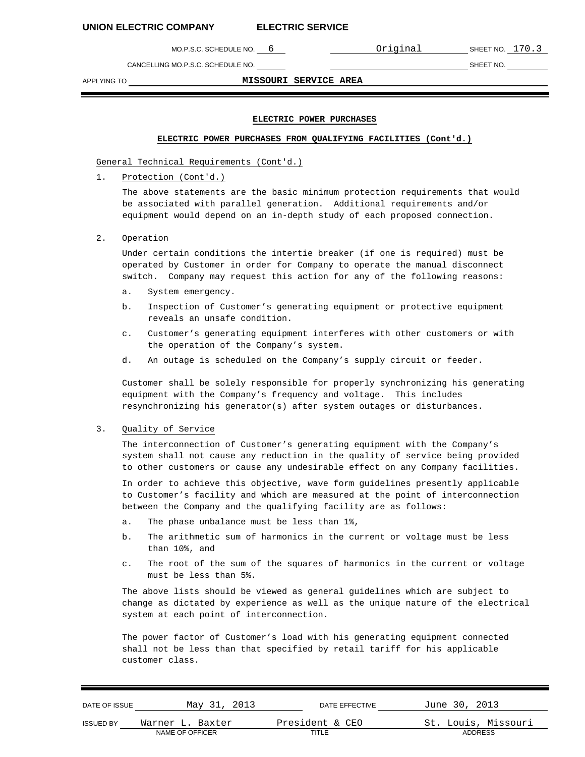## ELECTRIC POWER PURCHASES

### ELECTRIC POWER PURCHASES FROM QUALIFYING FACILITIES (Cont'd.)

General Technical Requirements (Cont'd.)

1. Protection (Cont'd.)

   The above statements are the basic minimum protection requirements that would be associated with parallel generation. Additional requirements and/or equipment would depend on an in-depth study of each proposed connection.

2. Operation

   Under certain conditions the intertie breaker (if one is required) must be operated by Customer in order for Company to operate the manual disconnect switch. Company may request this action for any of the following reasons:

   a. System emergency.

   b. Inspection of Customer's generating equipment or protective equipment reveals an unsafe condition.

   c. Customer's generating equipment interferes with other customers or with the operation of the Company's system.

   d. An outage is scheduled on the Company's supply circuit or feeder.

   Customer shall be solely responsible for properly synchronizing his generating equipment with the Company's frequency and voltage. This includes resynchronizing his generator(s) after system outages or disturbances.

3. Quality of Service

   The interconnection of Customer's generating equipment with the Company's system shall not cause any reduction in the quality of service being provided to other customers or cause any undesirable effect on any Company facilities.

   In order to achieve this objective, wave form guidelines presently applicable to Customer's facility and which are measured at the point of interconnection between the Company and the qualifying facility are as follows:

   a. The phase unbalance must be less than 1%,

   b. The arithmetic sum of harmonics in the current or voltage must be less than 10%, and

   c. The root of the sum of the squares of harmonics in the current or voltage must be less than 5%.

   The above lists should be viewed as general guidelines which are subject to change as dictated by experience as well as the unique nature of the electrical system at each point of interconnection.

   The power factor of Customer's load with his generating equipment connected shall not be less than that specified by retail tariff for his applicable customer class.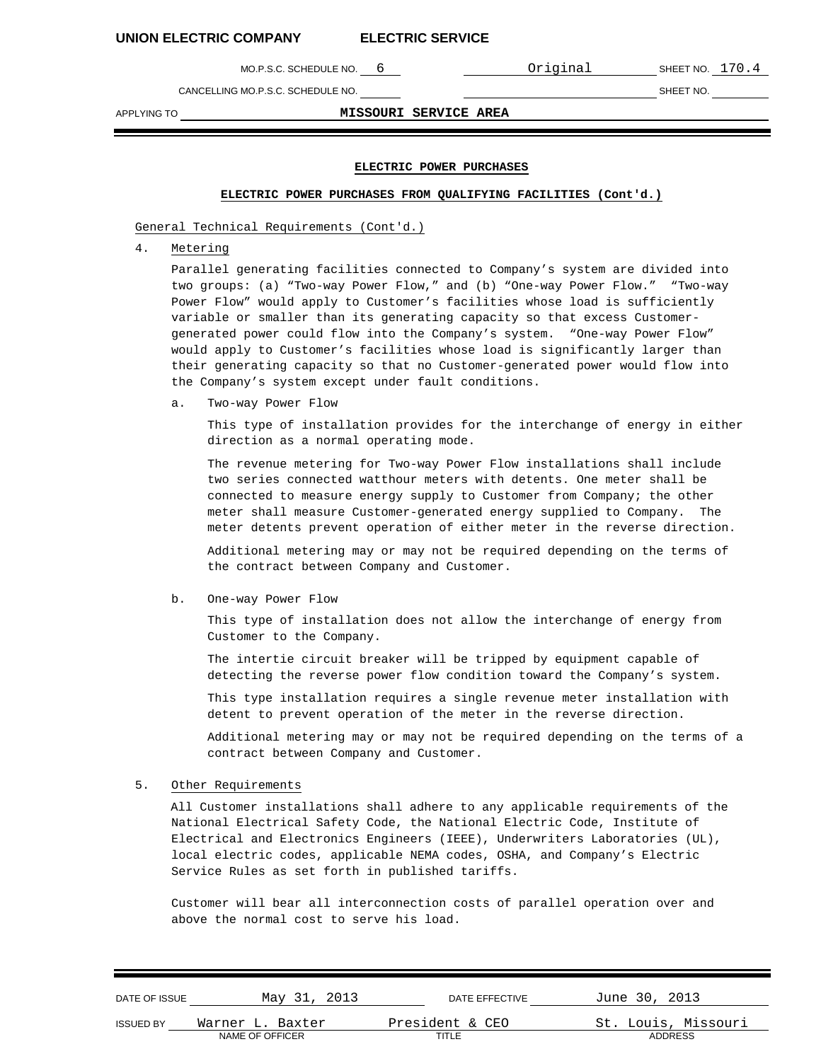**UNION ELECTRIC COMPANY ELECTRIC SERVICE**

MO.P.S.C. SCHEDULE NO. 6 Original SHEET NO. 170.4

CANCELLING MO.P.S.C. SCHEDULE NO. SHEET NO.

APPLYING TO **MISSOURI SERVICE AREA**

**ELECTRIC POWER PURCHASES**

**ELECTRIC POWER PURCHASES FROM QUALIFYING FACILITIES (Cont'd.)**

General Technical Requirements (Cont'd.)

4. Metering

   Parallel generating facilities connected to Company's system are divided into two groups: (a) "Two-way Power Flow," and (b) "One-way Power Flow." "Two-way Power Flow" would apply to Customer's facilities whose load is sufficiently variable or smaller than its generating capacity so that excess Customer-generated power could flow into the Company's system. "One-way Power Flow" would apply to Customer's facilities whose load is significantly larger than their generating capacity so that no Customer-generated power would flow into the Company's system except under fault conditions.

   a. Two-way Power Flow

      This type of installation provides for the interchange of energy in either direction as a normal operating mode.

      The revenue metering for Two-way Power Flow installations shall include two series connected watthour meters with detents. One meter shall be connected to measure energy supply to Customer from Company; the other meter shall measure Customer-generated energy supplied to Company. The meter detents prevent operation of either meter in the reverse direction.

      Additional metering may or may not be required depending on the terms of the contract between Company and Customer.

   b. One-way Power Flow

      This type of installation does not allow the interchange of energy from Customer to the Company.

      The intertie circuit breaker will be tripped by equipment capable of detecting the reverse power flow condition toward the Company's system.

      This type installation requires a single revenue meter installation with detent to prevent operation of the meter in the reverse direction.

      Additional metering may or may not be required depending on the terms of a contract between Company and Customer.

5. Other Requirements

   All Customer installations shall adhere to any applicable requirements of the National Electrical Safety Code, the National Electric Code, Institute of Electrical and Electronics Engineers (IEEE), Underwriters Laboratories (UL), local electric codes, applicable NEMA codes, OSHA, and Company's Electric Service Rules as set forth in published tariffs.

   Customer will bear all interconnection costs of parallel operation over and above the normal cost to serve his load.

| | | | |
|---|---|---|---|
| DATE OF ISSUE | May 31, 2013 | DATE EFFECTIVE | June 30, 2013 |
| ISSUED BY | Warner L. Baxter | President & CEO | St. Louis, Missouri |
| | NAME OF OFFICER | TITLE | ADDRESS |